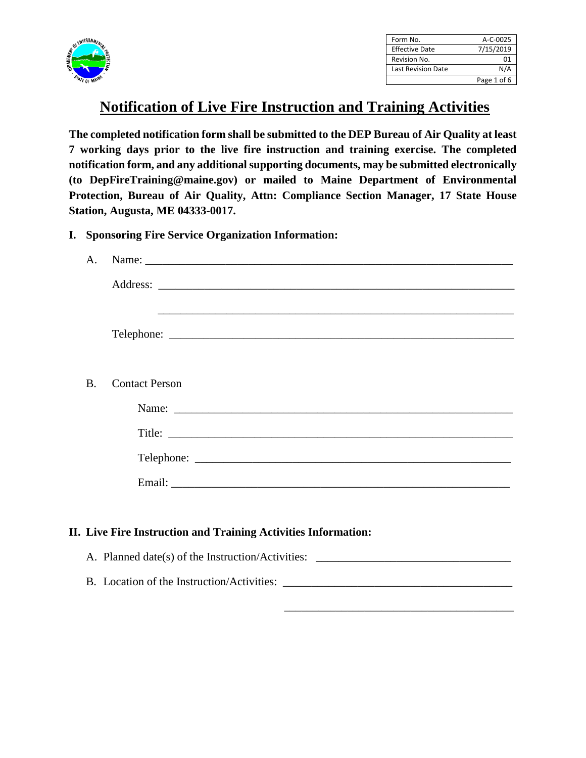| Form No. | A-C-0025 |
|---|---|
| Effective Date | 7/15/2019 |
| Revision No. | 01 |
| Last Revision Date | N/A |

# Notification of Live Fire Instruction and Training Activities

**The completed notification form shall be submitted to the DEP Bureau of Air Quality at least 7 working days prior to the live fire instruction and training exercise. The completed notification form, and any additional supporting documents, may be submitted electronically (to DepFireTraining@maine.gov) or mailed to Maine Department of Environmental Protection, Bureau of Air Quality, Attn: Compliance Section Manager, 17 State House Station, Augusta, ME 04333-0017.**

## I. Sponsoring Fire Service Organization Information:

A. Name: ______________________________________________________________

Address: ______________________________________________________________

______________________________________________________________

Telephone: ______________________________________________________________

B. Contact Person

Name: ______________________________________________________________

Title: ______________________________________________________________

Telephone: ______________________________________________________________

Email: ______________________________________________________________

## II. Live Fire Instruction and Training Activities Information:

A. Planned date(s) of the Instruction/Activities: ___________________________________

B. Location of the Instruction/Activities: ___________________________________

___________________________________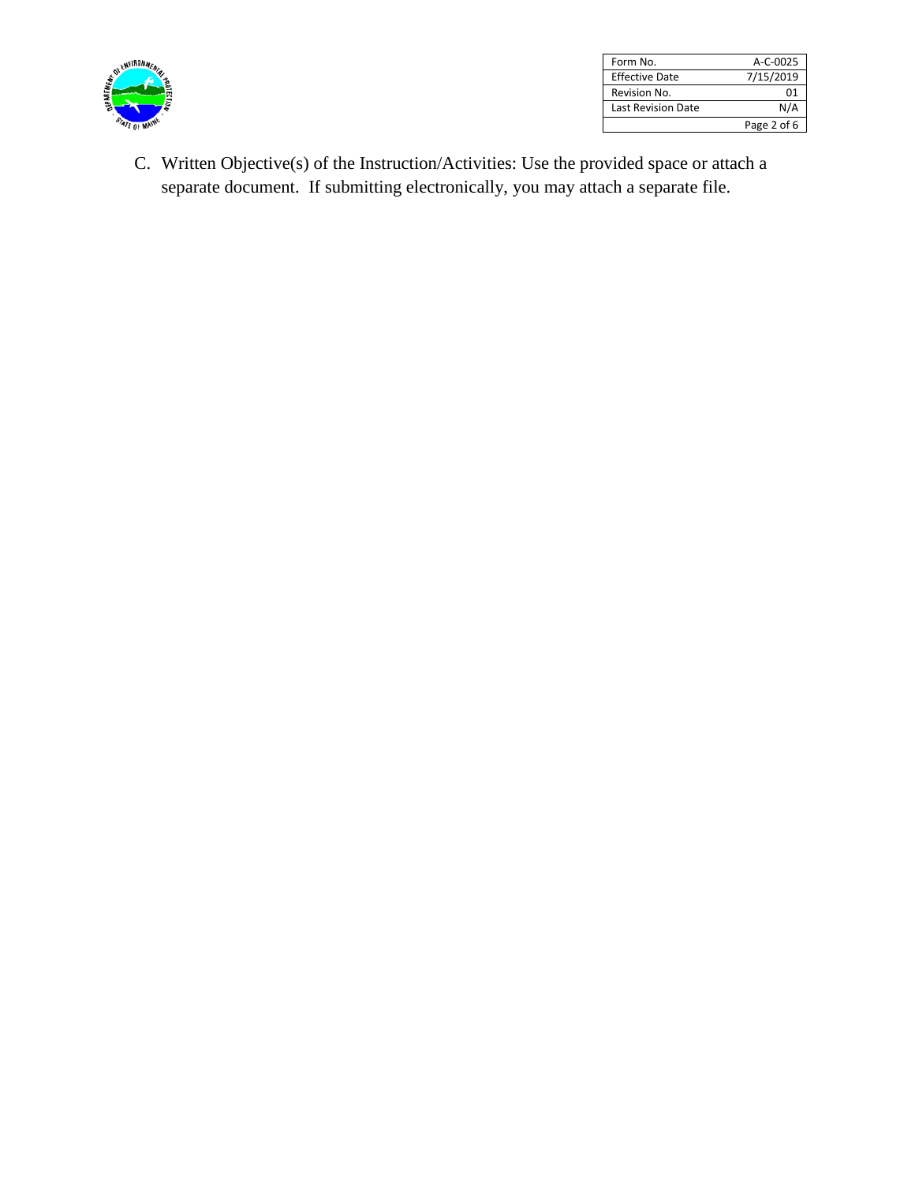C. Written Objective(s) of the Instruction/Activities: Use the provided space or attach a separate document. If submitting electronically, you may attach a separate file.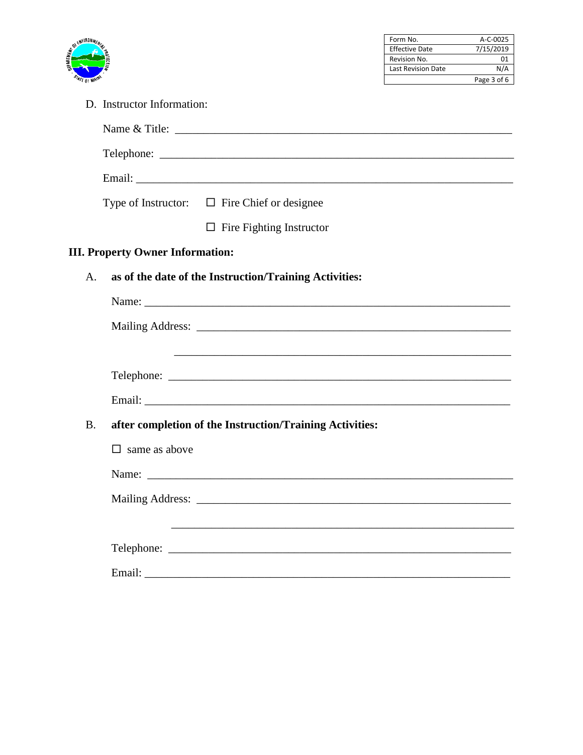D. Instructor Information:

Name & Title: ___________________________________________________________

Telephone: ______________________________________________________________

Email: _________________________________________________________________

Type of Instructor: ☐ Fire Chief or designee

☐ Fire Fighting Instructor

**III. Property Owner Information:**

A. **as of the date of the Instruction/Training Activities:**

Name: _________________________________________________________________

Mailing Address: _________________________________________________________

_____________________________________________________________

Telephone: _____________________________________________________________

Email: _________________________________________________________________

B. **after completion of the Instruction/Training Activities:**

☐ same as above

Name: _________________________________________________________________

Mailing Address: _________________________________________________________

_____________________________________________________________

Telephone: _____________________________________________________________

Email: _________________________________________________________________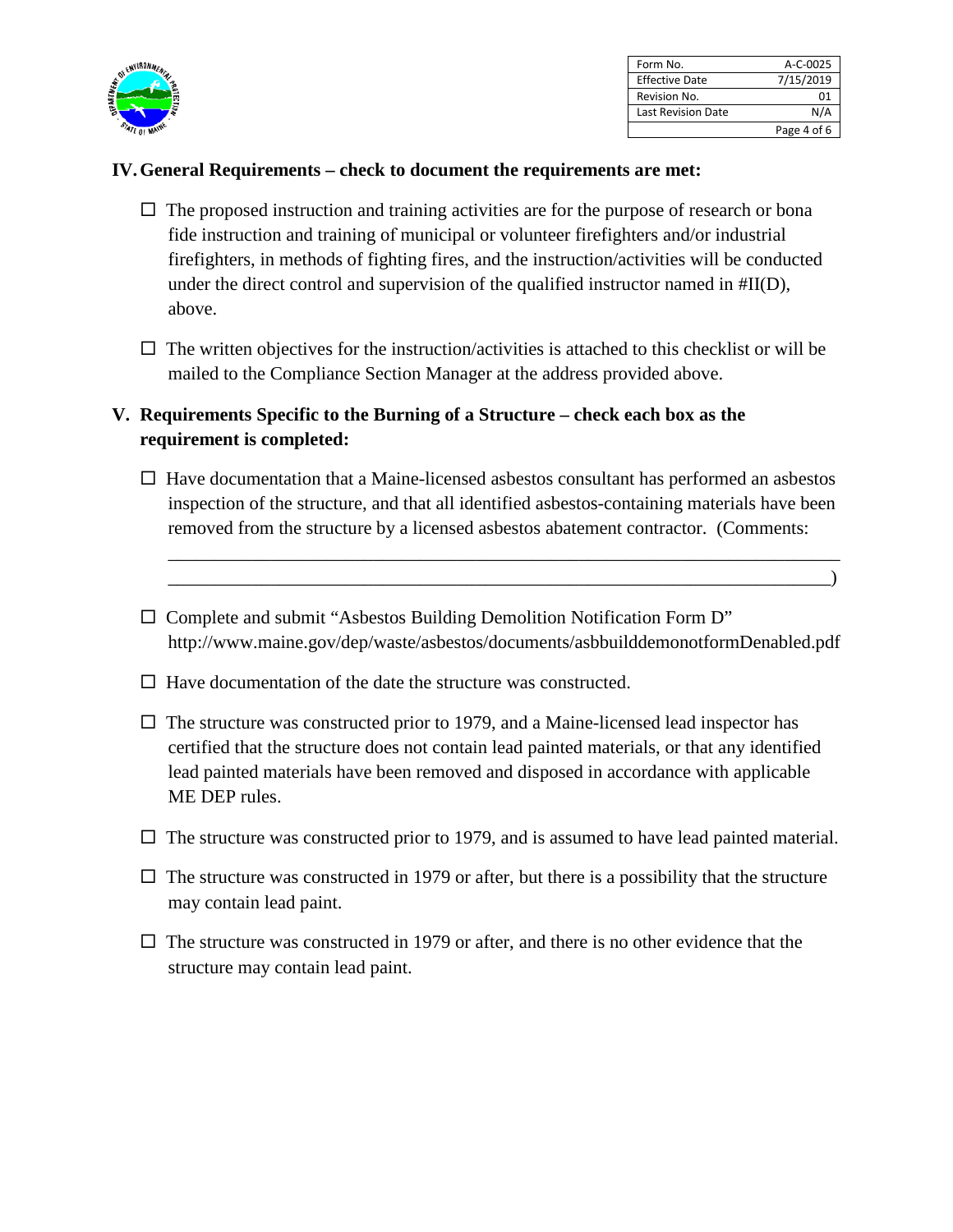## IV. General Requirements – check to document the requirements are met:

- ☐ The proposed instruction and training activities are for the purpose of research or bona fide instruction and training of municipal or volunteer firefighters and/or industrial firefighters, in methods of fighting fires, and the instruction/activities will be conducted under the direct control and supervision of the qualified instructor named in #II(D), above.

- ☐ The written objectives for the instruction/activities is attached to this checklist or will be mailed to the Compliance Section Manager at the address provided above.

## V. Requirements Specific to the Burning of a Structure – check each box as the requirement is completed:

- ☐ Have documentation that a Maine-licensed asbestos consultant has performed an asbestos inspection of the structure, and that all identified asbestos-containing materials have been removed from the structure by a licensed asbestos abatement contractor. (Comments: \_\_\_\_\_\_\_\_\_\_\_\_\_\_\_\_\_\_\_\_\_\_\_\_\_\_\_\_\_\_\_\_\_\_\_\_\_\_\_\_\_\_\_\_\_\_\_\_\_\_\_\_\_\_\_\_\_\_\_\_\_\_\_\_\_\_\_\_\_\_\_\_
\_\_\_\_\_\_\_\_\_\_\_\_\_\_\_\_\_\_\_\_\_\_\_\_\_\_\_\_\_\_\_\_\_\_\_\_\_\_\_\_\_\_\_\_\_\_\_\_\_\_\_\_\_\_\_\_\_\_\_\_\_\_\_\_\_\_\_\_\_\_\_)

- ☐ Complete and submit "Asbestos Building Demolition Notification Form D" http://www.maine.gov/dep/waste/asbestos/documents/asbbuilddemonotformDenabled.pdf

- ☐ Have documentation of the date the structure was constructed.

- ☐ The structure was constructed prior to 1979, and a Maine-licensed lead inspector has certified that the structure does not contain lead painted materials, or that any identified lead painted materials have been removed and disposed in accordance with applicable ME DEP rules.

- ☐ The structure was constructed prior to 1979, and is assumed to have lead painted material.

- ☐ The structure was constructed in 1979 or after, but there is a possibility that the structure may contain lead paint.

- ☐ The structure was constructed in 1979 or after, and there is no other evidence that the structure may contain lead paint.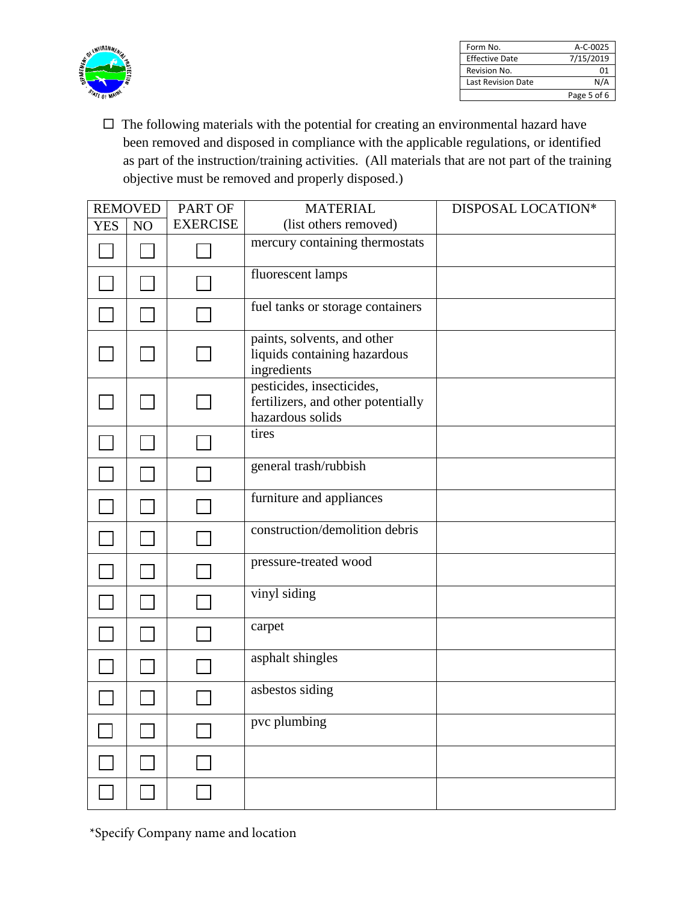☐ The following materials with the potential for creating an environmental hazard have been removed and disposed in compliance with the applicable regulations, or identified as part of the instruction/training activities. (All materials that are not part of the training objective must be removed and properly disposed.)

| REMOVED | | PART OF EXERCISE | MATERIAL (list others removed) | DISPOSAL LOCATION* |
|---|---|---|---|---|
| YES | NO | | | |
| ☐ | ☐ | ☐ | mercury containing thermostats | |
| ☐ | ☐ | ☐ | fluorescent lamps | |
| ☐ | ☐ | ☐ | fuel tanks or storage containers | |
| ☐ | ☐ | ☐ | paints, solvents, and other liquids containing hazardous ingredients | |
| ☐ | ☐ | ☐ | pesticides, insecticides, fertilizers, and other potentially hazardous solids | |
| ☐ | ☐ | ☐ | tires | |
| ☐ | ☐ | ☐ | general trash/rubbish | |
| ☐ | ☐ | ☐ | furniture and appliances | |
| ☐ | ☐ | ☐ | construction/demolition debris | |
| ☐ | ☐ | ☐ | pressure-treated wood | |
| ☐ | ☐ | ☐ | vinyl siding | |
| ☐ | ☐ | ☐ | carpet | |
| ☐ | ☐ | ☐ | asphalt shingles | |
| ☐ | ☐ | ☐ | asbestos siding | |
| ☐ | ☐ | ☐ | pvc plumbing | |
| ☐ | ☐ | ☐ | | |
| ☐ | ☐ | ☐ | | |

*Specify Company name and location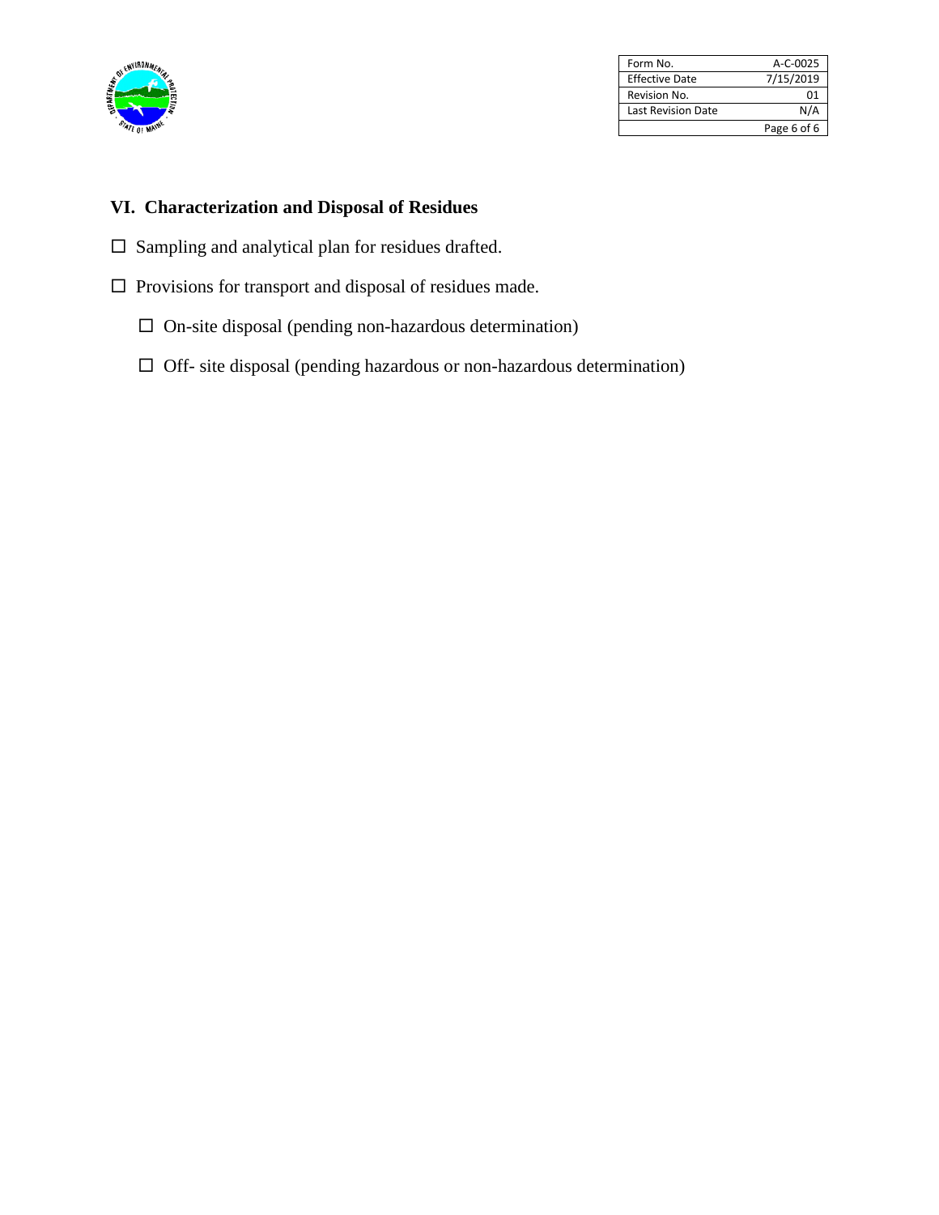## VI. Characterization and Disposal of Residues

☐ Sampling and analytical plan for residues drafted.

☐ Provisions for transport and disposal of residues made.

- ☐ On-site disposal (pending non-hazardous determination)
- ☐ Off- site disposal (pending hazardous or non-hazardous determination)